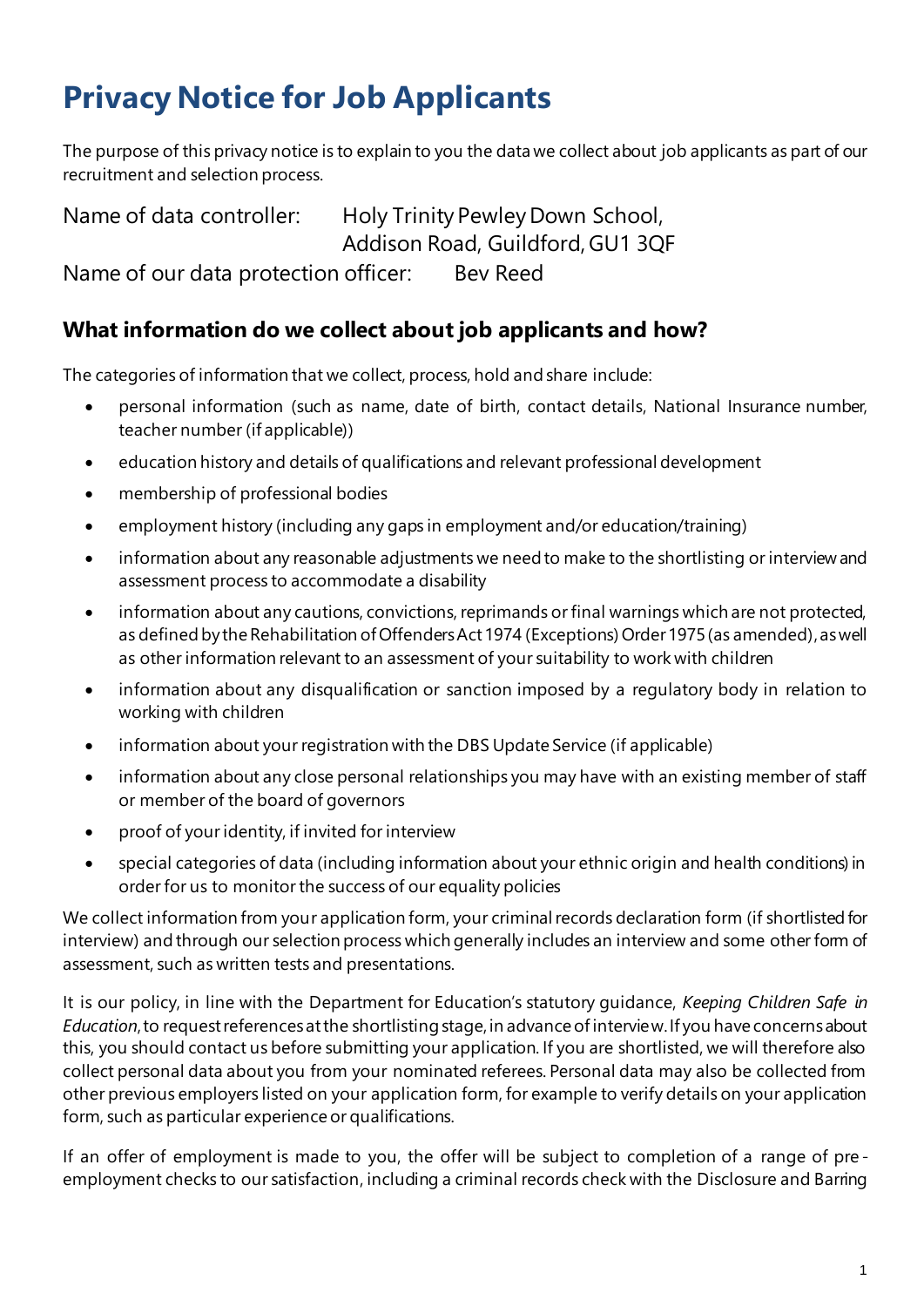# Privacy Notice for Job Applicants

The purpose of this privacy notice is to explain to you the data we collect about job applicants as part of our recruitment and selection process.

Name of data controller: Holy Trinity Pewley Down School, Addison Road, Guildford, GU1 3QF

Name of our data protection officer: Bev Reed

## What information do we collect about job applicants and how?

The categories of information that we collect, process, hold and share include:

- personal information (such as name, date of birth, contact details, National Insurance number, teacher number (if applicable))
- education history and details of qualifications and relevant professional development
- membership of professional bodies
- employment history (including any gaps in employment and/or education/training)
- information about any reasonable adjustments we need to make to the shortlisting or interview and assessment process to accommodate a disability
- information about any cautions, convictions, reprimands or final warnings which are not protected, as defined by the Rehabilitation of Offenders Act 1974 (Exceptions) Order 1975 (as amended), as well as other information relevant to an assessment of your suitability to work with children
- information about any disqualification or sanction imposed by a regulatory body in relation to working with children
- information about your registration with the DBS Update Service (if applicable)
- information about any close personal relationships you may have with an existing member of staff or member of the board of governors
- proof of your identity, if invited for interview
- special categories of data (including information about your ethnic origin and health conditions) in order for us to monitor the success of our equality policies

We collect information from your application form, your criminal records declaration form (if shortlisted for interview) and through our selection process which generally includes an interview and some other form of assessment, such as written tests and presentations.

It is our policy, in line with the Department for Education's statutory guidance, *Keeping Children Safe in Education*, to request references at the shortlisting stage, in advance of interview. If you have concerns about this, you should contact us before submitting your application. If you are shortlisted, we will therefore also collect personal data about you from your nominated referees. Personal data may also be collected from other previous employers listed on your application form, for example to verify details on your application form, such as particular experience or qualifications.

If an offer of employment is made to you, the offer will be subject to completion of a range of pre-employment checks to our satisfaction, including a criminal records check with the Disclosure and Barring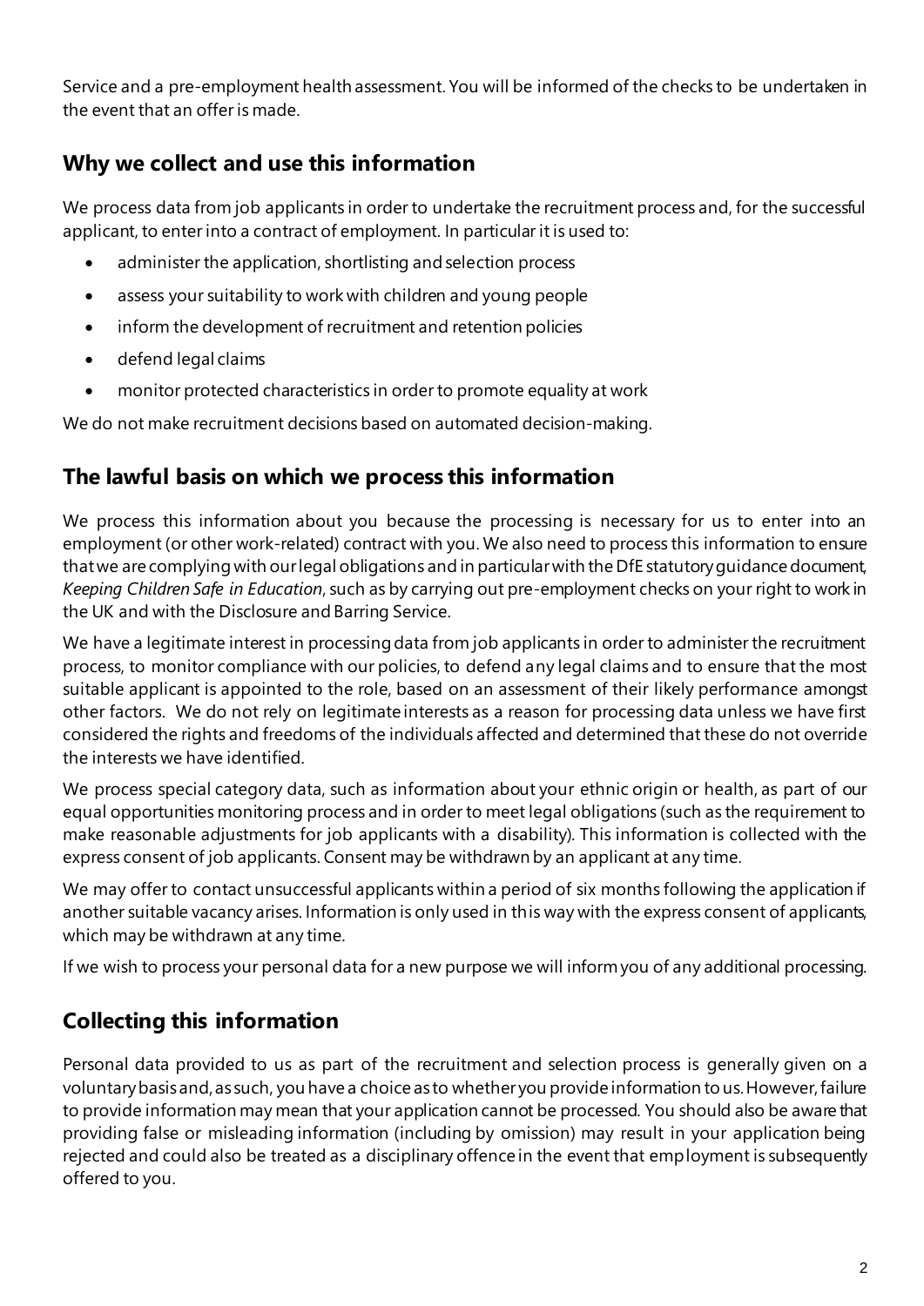Service and a pre-employment health assessment. You will be informed of the checks to be undertaken in the event that an offer is made.

## Why we collect and use this information

We process data from job applicants in order to undertake the recruitment process and, for the successful applicant, to enter into a contract of employment. In particular it is used to:

- administer the application, shortlisting and selection process
- assess your suitability to work with children and young people
- inform the development of recruitment and retention policies
- defend legal claims
- monitor protected characteristics in order to promote equality at work

We do not make recruitment decisions based on automated decision-making.

## The lawful basis on which we process this information

We process this information about you because the processing is necessary for us to enter into an employment (or other work-related) contract with you. We also need to process this information to ensure that we are complying with our legal obligations and in particular with the DfE statutory guidance document, *Keeping Children Safe in Education*, such as by carrying out pre-employment checks on your right to work in the UK and with the Disclosure and Barring Service.

We have a legitimate interest in processing data from job applicants in order to administer the recruitment process, to monitor compliance with our policies, to defend any legal claims and to ensure that the most suitable applicant is appointed to the role, based on an assessment of their likely performance amongst other factors. We do not rely on legitimate interests as a reason for processing data unless we have first considered the rights and freedoms of the individuals affected and determined that these do not override the interests we have identified.

We process special category data, such as information about your ethnic origin or health, as part of our equal opportunities monitoring process and in order to meet legal obligations (such as the requirement to make reasonable adjustments for job applicants with a disability). This information is collected with the express consent of job applicants. Consent may be withdrawn by an applicant at any time.

We may offer to contact unsuccessful applicants within a period of six months following the application if another suitable vacancy arises. Information is only used in this way with the express consent of applicants, which may be withdrawn at any time.

If we wish to process your personal data for a new purpose we will inform you of any additional processing.

## Collecting this information

Personal data provided to us as part of the recruitment and selection process is generally given on a voluntary basis and, as such, you have a choice as to whether you provide information to us. However, failure to provide information may mean that your application cannot be processed. You should also be aware that providing false or misleading information (including by omission) may result in your application being rejected and could also be treated as a disciplinary offence in the event that employment is subsequently offered to you.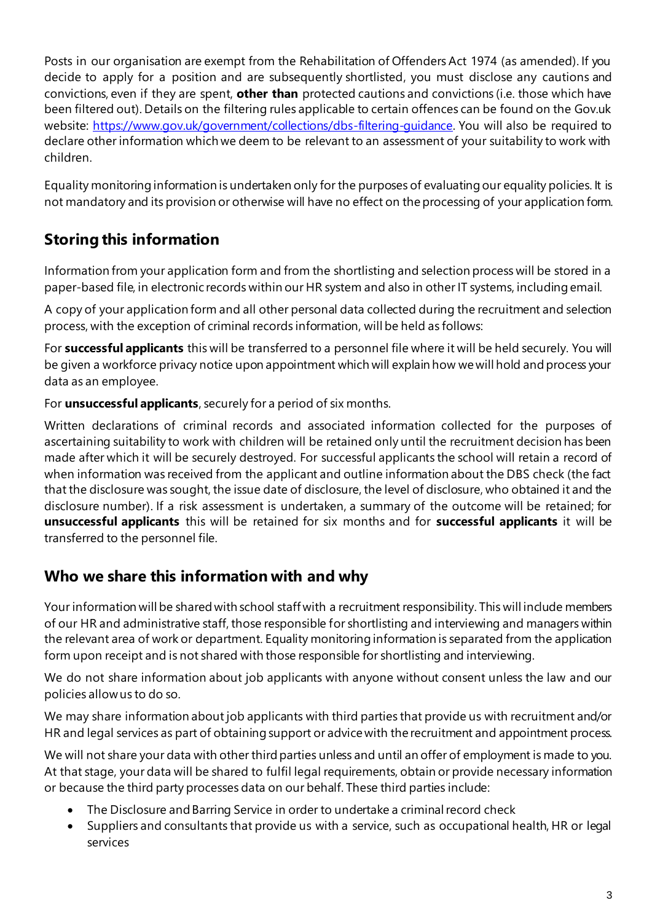Posts in our organisation are exempt from the Rehabilitation of Offenders Act 1974 (as amended). If you decide to apply for a position and are subsequently shortlisted, you must disclose any cautions and convictions, even if they are spent, **other than** protected cautions and convictions (i.e. those which have been filtered out). Details on the filtering rules applicable to certain offences can be found on the Gov.uk website: [https://www.gov.uk/government/collections/dbs-filtering-guidance](https://www.gov.uk/government/collections/dbs-filtering-guidance). You will also be required to declare other information which we deem to be relevant to an assessment of your suitability to work with children.

Equality monitoring information is undertaken only for the purposes of evaluating our equality policies. It is not mandatory and its provision or otherwise will have no effect on the processing of your application form.

## Storing this information

Information from your application form and from the shortlisting and selection process will be stored in a paper-based file, in electronic records within our HR system and also in other IT systems, including email.

A copy of your application form and all other personal data collected during the recruitment and selection process, with the exception of criminal records information, will be held as follows:

For **successful applicants** this will be transferred to a personnel file where it will be held securely. You will be given a workforce privacy notice upon appointment which will explain how we will hold and process your data as an employee.

For **unsuccessful applicants**, securely for a period of six months.

Written declarations of criminal records and associated information collected for the purposes of ascertaining suitability to work with children will be retained only until the recruitment decision has been made after which it will be securely destroyed. For successful applicants the school will retain a record of when information was received from the applicant and outline information about the DBS check (the fact that the disclosure was sought, the issue date of disclosure, the level of disclosure, who obtained it and the disclosure number). If a risk assessment is undertaken, a summary of the outcome will be retained; for **unsuccessful applicants** this will be retained for six months and for **successful applicants** it will be transferred to the personnel file.

## Who we share this information with and why

Your information will be shared with school staff with a recruitment responsibility. This will include members of our HR and administrative staff, those responsible for shortlisting and interviewing and managers within the relevant area of work or department. Equality monitoring information is separated from the application form upon receipt and is not shared with those responsible for shortlisting and interviewing.

We do not share information about job applicants with anyone without consent unless the law and our policies allow us to do so.

We may share information about job applicants with third parties that provide us with recruitment and/or HR and legal services as part of obtaining support or advice with the recruitment and appointment process.

We will not share your data with other third parties unless and until an offer of employment is made to you. At that stage, your data will be shared to fulfil legal requirements, obtain or provide necessary information or because the third party processes data on our behalf. These third parties include:

- The Disclosure and Barring Service in order to undertake a criminal record check
- Suppliers and consultants that provide us with a service, such as occupational health, HR or legal services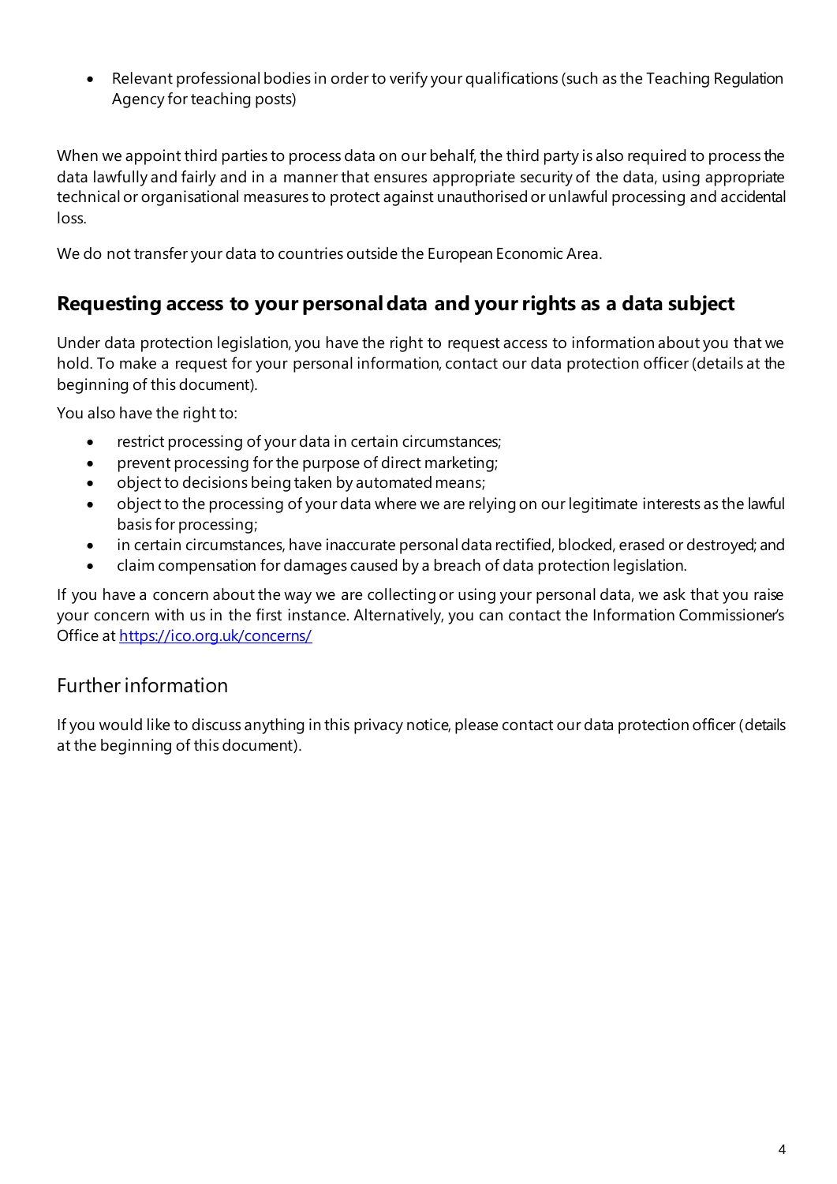- Relevant professional bodies in order to verify your qualifications (such as the Teaching Regulation Agency for teaching posts)

When we appoint third parties to process data on our behalf, the third party is also required to process the data lawfully and fairly and in a manner that ensures appropriate security of the data, using appropriate technical or organisational measures to protect against unauthorised or unlawful processing and accidental loss.

We do not transfer your data to countries outside the European Economic Area.

## Requesting access to your personal data and your rights as a data subject

Under data protection legislation, you have the right to request access to information about you that we hold. To make a request for your personal information, contact our data protection officer (details at the beginning of this document).

You also have the right to:

- restrict processing of your data in certain circumstances;
- prevent processing for the purpose of direct marketing;
- object to decisions being taken by automated means;
- object to the processing of your data where we are relying on our legitimate interests as the lawful basis for processing;
- in certain circumstances, have inaccurate personal data rectified, blocked, erased or destroyed; and
- claim compensation for damages caused by a breach of data protection legislation.

If you have a concern about the way we are collecting or using your personal data, we ask that you raise your concern with us in the first instance. Alternatively, you can contact the Information Commissioner's Office at https://ico.org.uk/concerns/

## Further information

If you would like to discuss anything in this privacy notice, please contact our data protection officer (details at the beginning of this document).